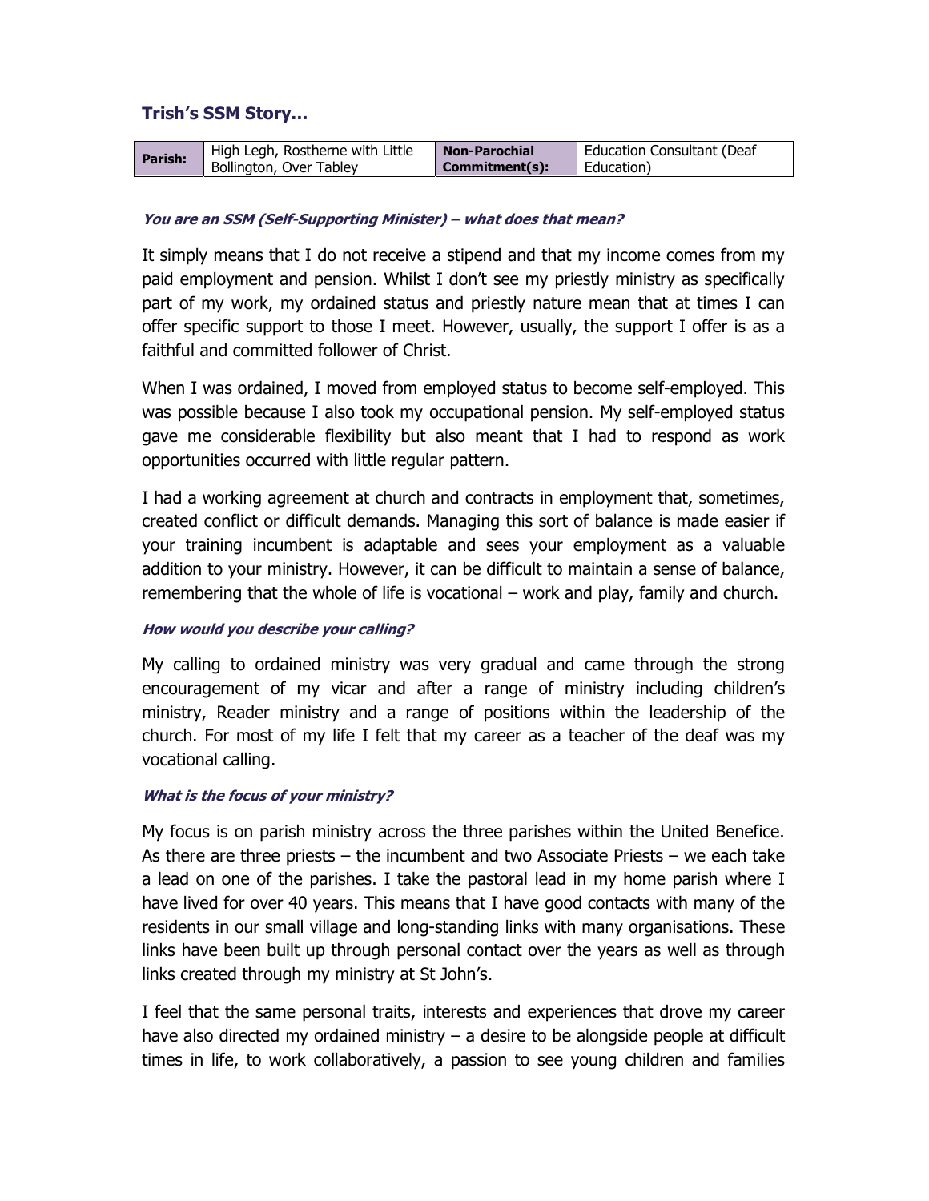## Trish's SSM Story…

| Parish: | High Legh, Rostherne with Little Bollington, Over Tabley | Non-Parochial Commitment(s): | Education Consultant (Deaf Education) |
|---|---|---|---|

***You are an SSM (Self-Supporting Minister) – what does that mean?***

It simply means that I do not receive a stipend and that my income comes from my paid employment and pension. Whilst I don't see my priestly ministry as specifically part of my work, my ordained status and priestly nature mean that at times I can offer specific support to those I meet. However, usually, the support I offer is as a faithful and committed follower of Christ.

When I was ordained, I moved from employed status to become self-employed. This was possible because I also took my occupational pension. My self-employed status gave me considerable flexibility but also meant that I had to respond as work opportunities occurred with little regular pattern.

I had a working agreement at church and contracts in employment that, sometimes, created conflict or difficult demands. Managing this sort of balance is made easier if your training incumbent is adaptable and sees your employment as a valuable addition to your ministry. However, it can be difficult to maintain a sense of balance, remembering that the whole of life is vocational – work and play, family and church.

***How would you describe your calling?***

My calling to ordained ministry was very gradual and came through the strong encouragement of my vicar and after a range of ministry including children's ministry, Reader ministry and a range of positions within the leadership of the church. For most of my life I felt that my career as a teacher of the deaf was my vocational calling.

***What is the focus of your ministry?***

My focus is on parish ministry across the three parishes within the United Benefice. As there are three priests – the incumbent and two Associate Priests – we each take a lead on one of the parishes. I take the pastoral lead in my home parish where I have lived for over 40 years. This means that I have good contacts with many of the residents in our small village and long-standing links with many organisations. These links have been built up through personal contact over the years as well as through links created through my ministry at St John's.

I feel that the same personal traits, interests and experiences that drove my career have also directed my ordained ministry – a desire to be alongside people at difficult times in life, to work collaboratively, a passion to see young children and families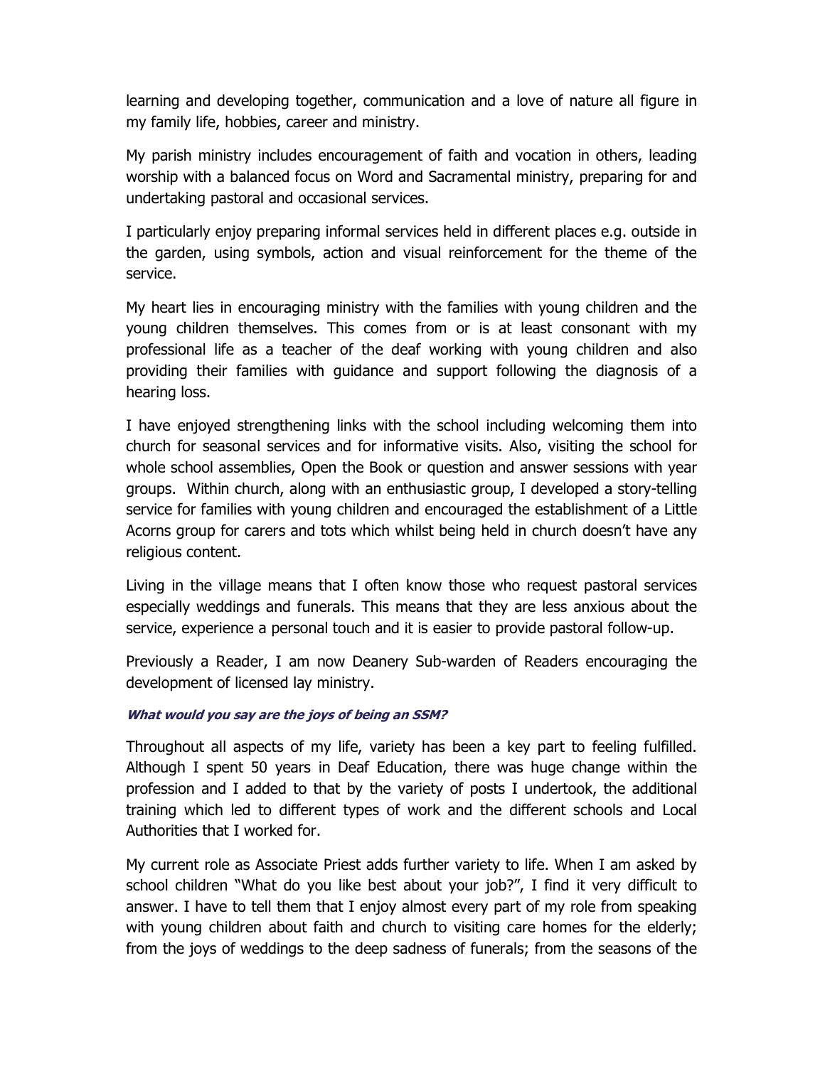learning and developing together, communication and a love of nature all figure in my family life, hobbies, career and ministry.

My parish ministry includes encouragement of faith and vocation in others, leading worship with a balanced focus on Word and Sacramental ministry, preparing for and undertaking pastoral and occasional services.

I particularly enjoy preparing informal services held in different places e.g. outside in the garden, using symbols, action and visual reinforcement for the theme of the service.

My heart lies in encouraging ministry with the families with young children and the young children themselves. This comes from or is at least consonant with my professional life as a teacher of the deaf working with young children and also providing their families with guidance and support following the diagnosis of a hearing loss.

I have enjoyed strengthening links with the school including welcoming them into church for seasonal services and for informative visits. Also, visiting the school for whole school assemblies, Open the Book or question and answer sessions with year groups. Within church, along with an enthusiastic group, I developed a story-telling service for families with young children and encouraged the establishment of a Little Acorns group for carers and tots which whilst being held in church doesn't have any religious content.

Living in the village means that I often know those who request pastoral services especially weddings and funerals. This means that they are less anxious about the service, experience a personal touch and it is easier to provide pastoral follow-up.

Previously a Reader, I am now Deanery Sub-warden of Readers encouraging the development of licensed lay ministry.

***What would you say are the joys of being an SSM?***

Throughout all aspects of my life, variety has been a key part to feeling fulfilled. Although I spent 50 years in Deaf Education, there was huge change within the profession and I added to that by the variety of posts I undertook, the additional training which led to different types of work and the different schools and Local Authorities that I worked for.

My current role as Associate Priest adds further variety to life. When I am asked by school children "What do you like best about your job?", I find it very difficult to answer. I have to tell them that I enjoy almost every part of my role from speaking with young children about faith and church to visiting care homes for the elderly; from the joys of weddings to the deep sadness of funerals; from the seasons of the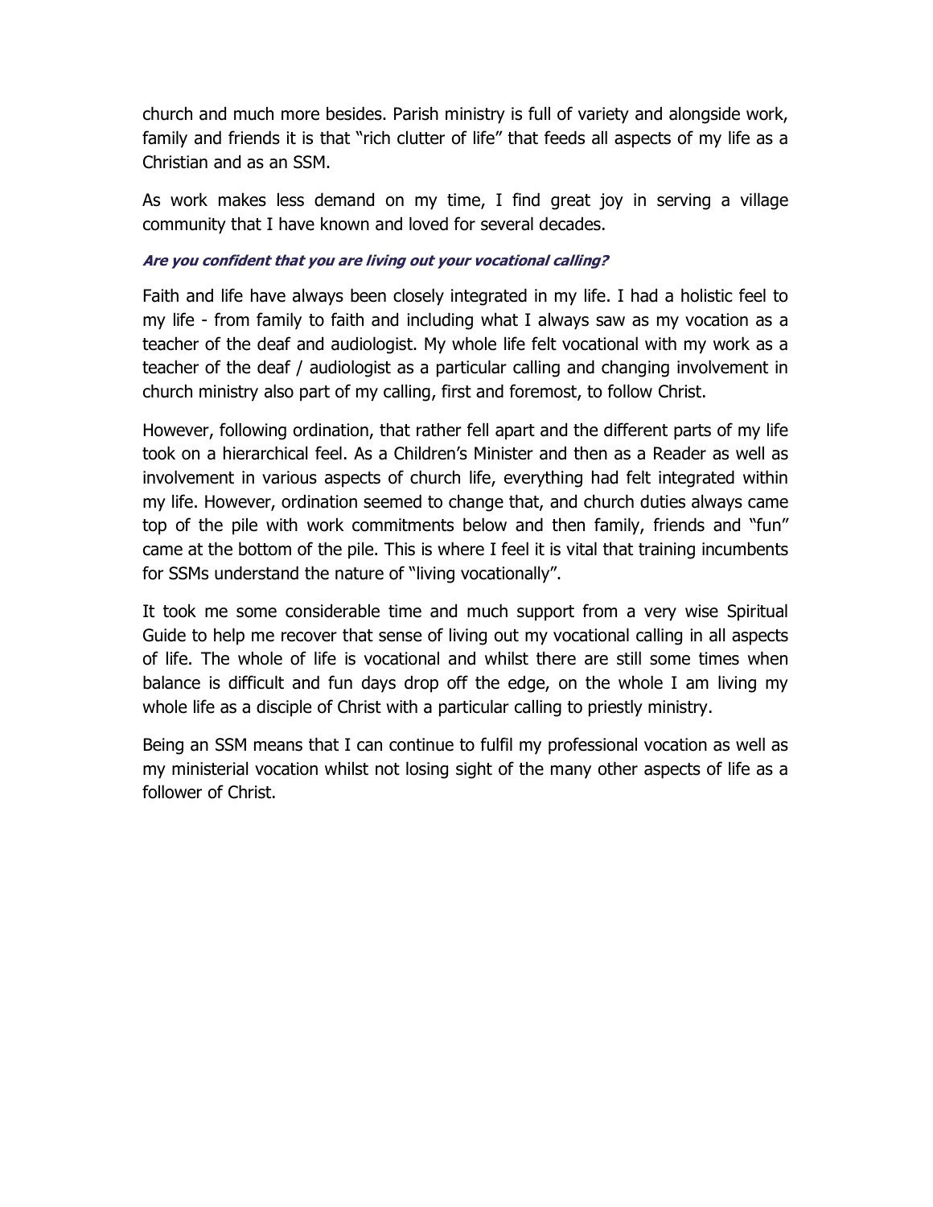church and much more besides. Parish ministry is full of variety and alongside work, family and friends it is that "rich clutter of life" that feeds all aspects of my life as a Christian and as an SSM.

As work makes less demand on my time, I find great joy in serving a village community that I have known and loved for several decades.

***Are you confident that you are living out your vocational calling?***

Faith and life have always been closely integrated in my life. I had a holistic feel to my life - from family to faith and including what I always saw as my vocation as a teacher of the deaf and audiologist. My whole life felt vocational with my work as a teacher of the deaf / audiologist as a particular calling and changing involvement in church ministry also part of my calling, first and foremost, to follow Christ.

However, following ordination, that rather fell apart and the different parts of my life took on a hierarchical feel. As a Children's Minister and then as a Reader as well as involvement in various aspects of church life, everything had felt integrated within my life. However, ordination seemed to change that, and church duties always came top of the pile with work commitments below and then family, friends and "fun" came at the bottom of the pile. This is where I feel it is vital that training incumbents for SSMs understand the nature of "living vocationally".

It took me some considerable time and much support from a very wise Spiritual Guide to help me recover that sense of living out my vocational calling in all aspects of life. The whole of life is vocational and whilst there are still some times when balance is difficult and fun days drop off the edge, on the whole I am living my whole life as a disciple of Christ with a particular calling to priestly ministry.

Being an SSM means that I can continue to fulfil my professional vocation as well as my ministerial vocation whilst not losing sight of the many other aspects of life as a follower of Christ.